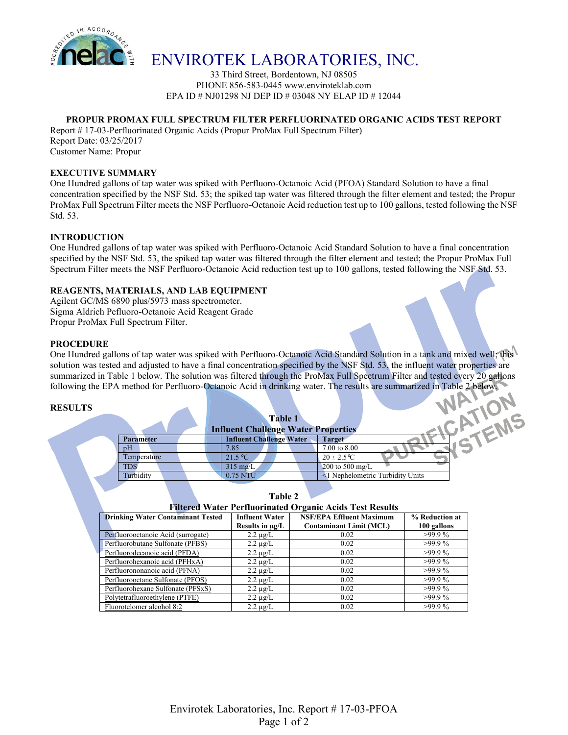# ENVIROTEK LABORATORIES, INC.

33 Third Street, Bordentown, NJ 08505
PHONE 856-583-0445 www.enviroteklab.com
EPA ID # NJ01298 NJ DEP ID # 03048 NY ELAP ID # 12044

## PROPUR PROMAX FULL SPECTRUM FILTER PERFLUORINATED ORGANIC ACIDS TEST REPORT

Report # 17-03-Perfluorinated Organic Acids (Propur ProMax Full Spectrum Filter)
Report Date: 03/25/2017
Customer Name: Propur

### EXECUTIVE SUMMARY

One Hundred gallons of tap water was spiked with Perfluoro-Octanoic Acid (PFOA) Standard Solution to have a final concentration specified by the NSF Std. 53; the spiked tap water was filtered through the filter element and tested; the Propur ProMax Full Spectrum Filter meets the NSF Perfluoro-Octanoic Acid reduction test up to 100 gallons, tested following the NSF Std. 53.

### INTRODUCTION

One Hundred gallons of tap water was spiked with Perfluoro-Octanoic Acid Standard Solution to have a final concentration specified by the NSF Std. 53, the spiked tap water was filtered through the filter element and tested; the Propur ProMax Full Spectrum Filter meets the NSF Perfluoro-Octanoic Acid reduction test up to 100 gallons, tested following the NSF Std. 53.

### REAGENTS, MATERIALS, AND LAB EQUIPMENT

Agilent GC/MS 6890 plus/5973 mass spectrometer.
Sigma Aldrich Pefluoro-Octanoic Acid Reagent Grade
Propur ProMax Full Spectrum Filter.

### PROCEDURE

One Hundred gallons of tap water was spiked with Perfluoro-Octanoic Acid Standard Solution in a tank and mixed well; this solution was tested and adjusted to have a final concentration specified by the NSF Std. 53, the influent water properties are summarized in Table 1 below. The solution was filtered through the ProMax Full Spectrum Filter and tested every 20 gallons following the EPA method for Perfluoro-Octanoic Acid in drinking water. The results are summarized in Table 2 below.

### RESULTS

**Table 1**
**Influent Challenge Water Properties**

| Parameter | Influent Challenge Water | Target |
|---|---|---|
| pH | 7.85 | 7.00 to 8.00 |
| Temperature | 21.5 ºC | 20 ± 2.5 ºC |
| TDS | 315 mg/L | 200 to 500 mg/L |
| Turbidity | 0.75 NTU | <1 Nephelometric Turbidity Units |

**Table 2**
**Filtered Water Perfluorinated Organic Acids Test Results**

| Drinking Water Contaminant Tested | Influent Water Results in µg/L | NSF/EPA Effluent Maximum Contaminant Limit (MCL) | % Reduction at 100 gallons |
|---|---|---|---|
| Perfluorooctanoic Acid (surrogate) | 2.2 µg/L | 0.02 | >99.9 % |
| Perfluorobutane Sulfonate (PFBS) | 2.2 µg/L | 0.02 | >99.9 % |
| Perfluorodecanoic acid (PFDA) | 2.2 µg/L | 0.02 | >99.9 % |
| Perfluorohexanoic acid (PFHxA) | 2.2 µg/L | 0.02 | >99.9 % |
| Perfluorononanoic acid (PFNA) | 2.2 µg/L | 0.02 | >99.9 % |
| Perfluorooctane Sulfonate (PFOS) | 2.2 µg/L | 0.02 | >99.9 % |
| Perfluorohexane Sulfonate (PFSxS) | 2.2 µg/L | 0.02 | >99.9 % |
| Polytetrafluoroethylene (PTFE) | 2.2 µg/L | 0.02 | >99.9 % |
| Fluorotelomer alcohol 8:2 | 2.2 µg/L | 0.02 | >99.9 % |

Envirotek Laboratories, Inc. Report # 17-03-PFOA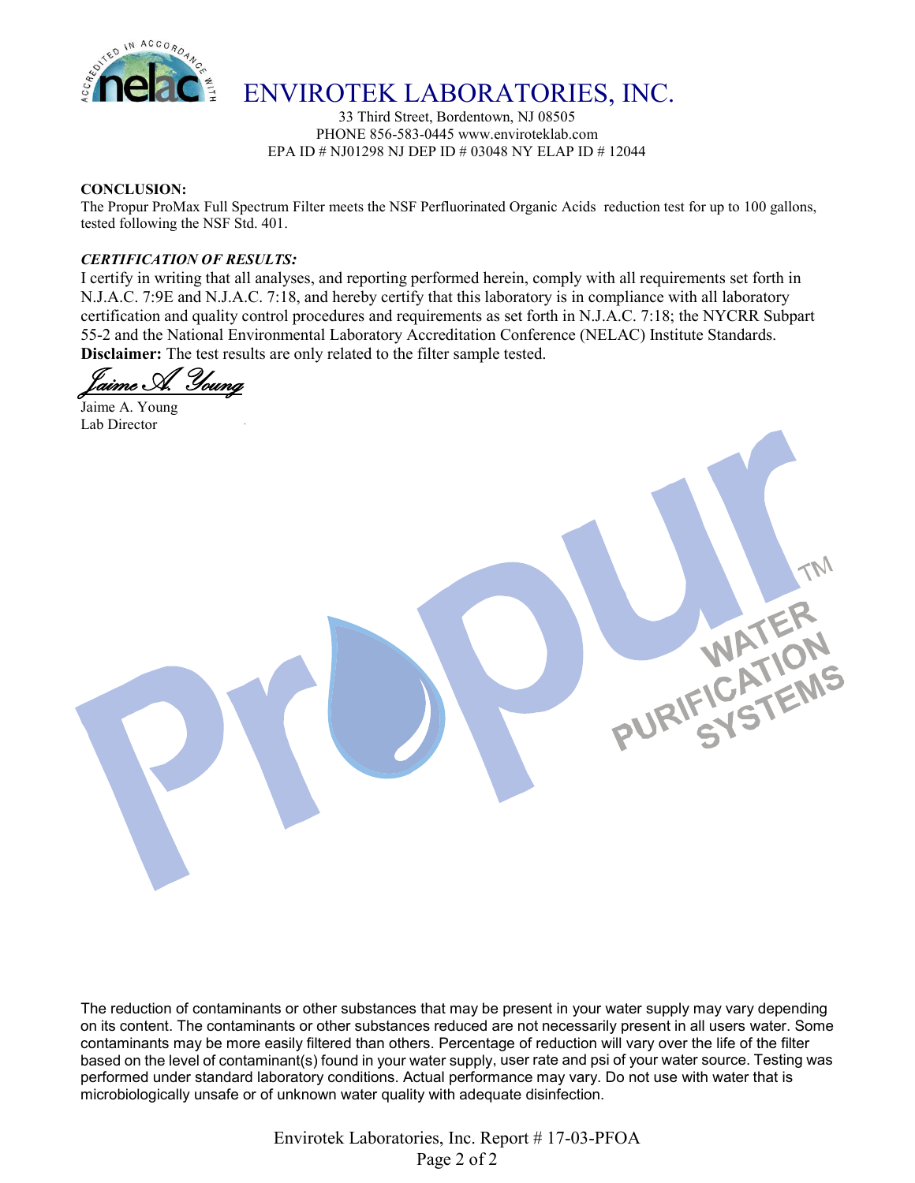# ENVIROTEK LABORATORIES, INC.

33 Third Street, Bordentown, NJ 08505
PHONE 856-583-0445 www.enviroteklab.com
EPA ID # NJ01298 NJ DEP ID # 03048 NY ELAP ID # 12044

**CONCLUSION:**
The Propur ProMax Full Spectrum Filter meets the NSF Perfluorinated Organic Acids reduction test for up to 100 gallons, tested following the NSF Std. 401.

***CERTIFICATION OF RESULTS:***
I certify in writing that all analyses, and reporting performed herein, comply with all requirements set forth in N.J.A.C. 7:9E and N.J.A.C. 7:18, and hereby certify that this laboratory is in compliance with all laboratory certification and quality control procedures and requirements as set forth in N.J.A.C. 7:18; the NYCRR Subpart 55-2 and the National Environmental Laboratory Accreditation Conference (NELAC) Institute Standards.
**Disclaimer:** The test results are only related to the filter sample tested.

*Jaime A. Young*
Jaime A. Young
Lab Director

The reduction of contaminants or other substances that may be present in your water supply may vary depending on its content. The contaminants or other substances reduced are not necessarily present in all users water. Some contaminants may be more easily filtered than others. Percentage of reduction will vary over the life of the filter based on the level of contaminant(s) found in your water supply, user rate and psi of your water source. Testing was performed under standard laboratory conditions. Actual performance may vary. Do not use with water that is microbiologically unsafe or of unknown water quality with adequate disinfection.

Envirotek Laboratories, Inc. Report # 17-03-PFOA